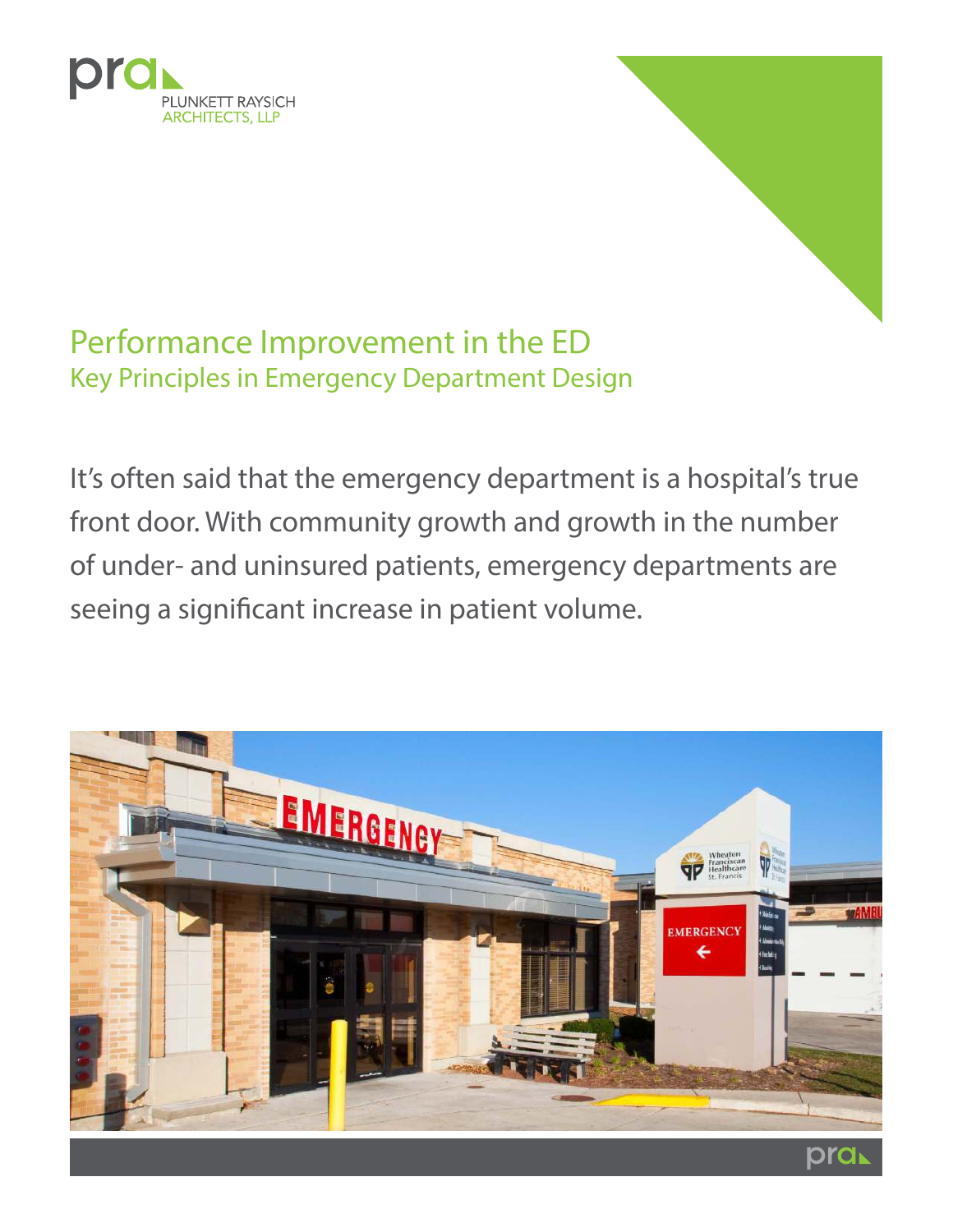PLUNKETT RAYSICH ARCHITECTS, LLP

# Performance Improvement in the ED

## Key Principles in Emergency Department Design

It's often said that the emergency department is a hospital's true front door. With community growth and growth in the number of under- and uninsured patients, emergency departments are seeing a significant increase in patient volume.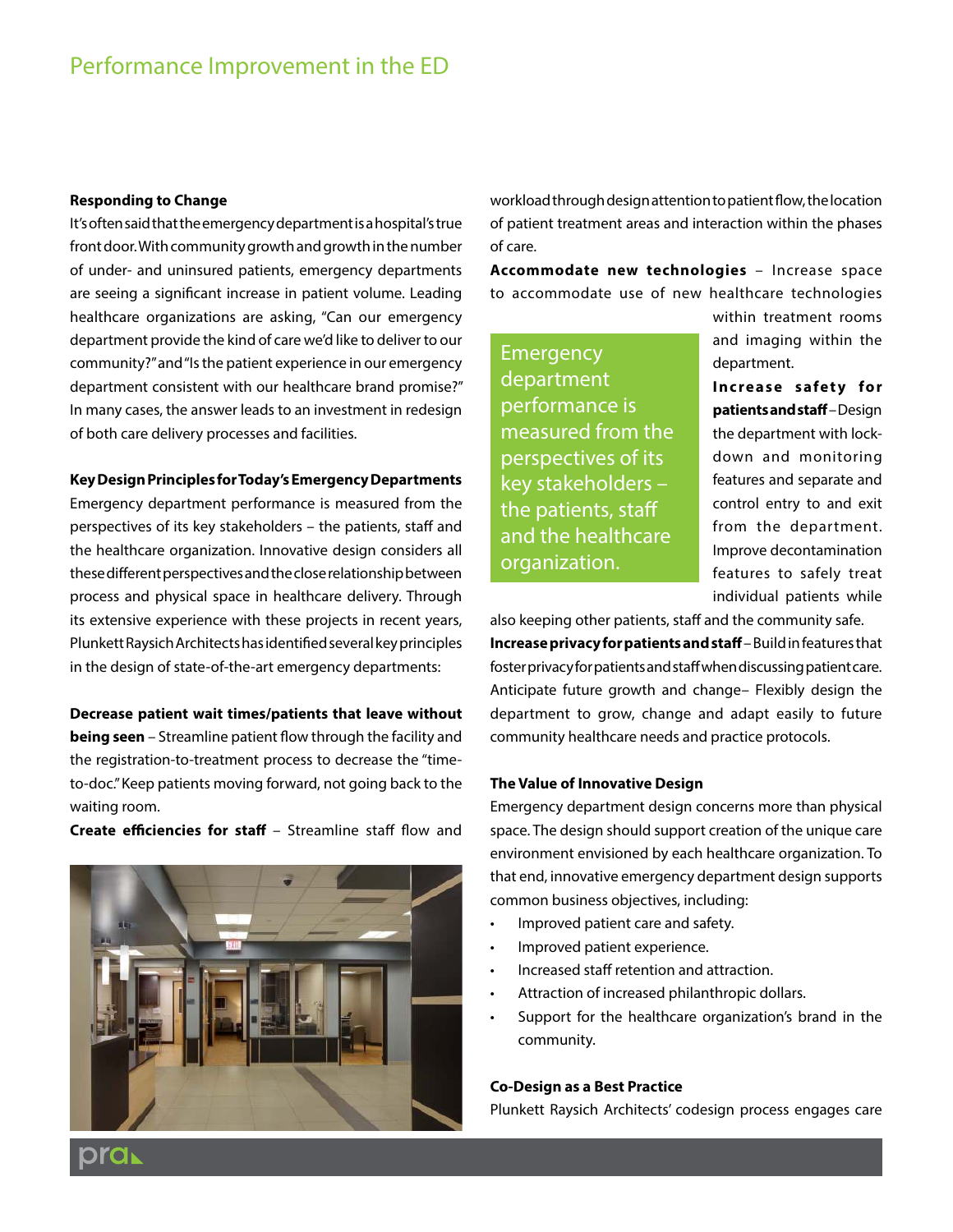## Responding to Change

It's often said that the emergency department is a hospital's true front door. With community growth and growth in the number of under- and uninsured patients, emergency departments are seeing a significant increase in patient volume. Leading healthcare organizations are asking, "Can our emergency department provide the kind of care we'd like to deliver to our community?" and "Is the patient experience in our emergency department consistent with our healthcare brand promise?" In many cases, the answer leads to an investment in redesign of both care delivery processes and facilities.

## Key Design Principles for Today's Emergency Departments

Emergency department performance is measured from the perspectives of its key stakeholders – the patients, staff and the healthcare organization. Innovative design considers all these different perspectives and the close relationship between process and physical space in healthcare delivery. Through its extensive experience with these projects in recent years, Plunkett Raysich Architects has identified several key principles in the design of state-of-the-art emergency departments:

**Decrease patient wait times/patients that leave without being seen** – Streamline patient flow through the facility and the registration-to-treatment process to decrease the "time-to-doc." Keep patients moving forward, not going back to the waiting room.

**Create efficiencies for staff** – Streamline staff flow and workload through design attention to patient flow, the location of patient treatment areas and interaction within the phases of care.

**Accommodate new technologies** – Increase space to accommodate use of new healthcare technologies within treatment rooms and imaging within the department.

> Emergency department performance is measured from the perspectives of its key stakeholders – the patients, staff and the healthcare organization.

**Increase safety for patients and staff** – Design the department with lock-down and monitoring features and separate and control entry to and exit from the department. Improve decontamination features to safely treat individual patients while also keeping other patients, staff and the community safe.

**Increase privacy for patients and staff** – Build in features that foster privacy for patients and staff when discussing patient care.

Anticipate future growth and change– Flexibly design the department to grow, change and adapt easily to future community healthcare needs and practice protocols.

## The Value of Innovative Design

Emergency department design concerns more than physical space. The design should support creation of the unique care environment envisioned by each healthcare organization. To that end, innovative emergency department design supports common business objectives, including:

- Improved patient care and safety.
- Improved patient experience.
- Increased staff retention and attraction.
- Attraction of increased philanthropic dollars.
- Support for the healthcare organization's brand in the community.

## Co-Design as a Best Practice

Plunkett Raysich Architects' codesign process engages care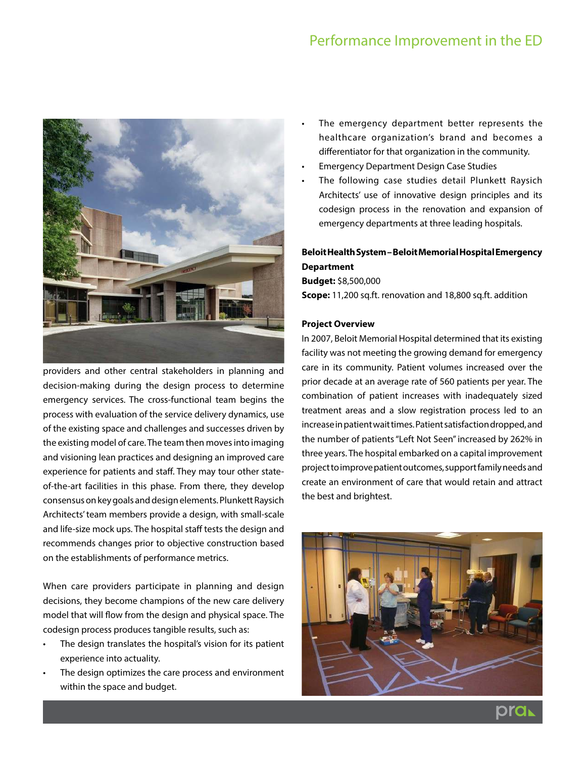providers and other central stakeholders in planning and decision-making during the design process to determine emergency services. The cross-functional team begins the process with evaluation of the service delivery dynamics, use of the existing space and challenges and successes driven by the existing model of care. The team then moves into imaging and visioning lean practices and designing an improved care experience for patients and staff. They may tour other state-of-the-art facilities in this phase. From there, they develop consensus on key goals and design elements. Plunkett Raysich Architects' team members provide a design, with small-scale and life-size mock ups. The hospital staff tests the design and recommends changes prior to objective construction based on the establishments of performance metrics.

When care providers participate in planning and design decisions, they become champions of the new care delivery model that will flow from the design and physical space. The codesign process produces tangible results, such as:

- The design translates the hospital's vision for its patient experience into actuality.
- The design optimizes the care process and environment within the space and budget.
- The emergency department better represents the healthcare organization's brand and becomes a differentiator for that organization in the community.
- Emergency Department Design Case Studies
- The following case studies detail Plunkett Raysich Architects' use of innovative design principles and its codesign process in the renovation and expansion of emergency departments at three leading hospitals.

**Beloit Health System – Beloit Memorial Hospital Emergency Department**

**Budget:** $8,500,000

**Scope:** 11,200 sq.ft. renovation and 18,800 sq.ft. addition

**Project Overview**

In 2007, Beloit Memorial Hospital determined that its existing facility was not meeting the growing demand for emergency care in its community. Patient volumes increased over the prior decade at an average rate of 560 patients per year. The combination of patient increases with inadequately sized treatment areas and a slow registration process led to an increase in patient wait times. Patient satisfaction dropped, and the number of patients "Left Not Seen" increased by 262% in three years. The hospital embarked on a capital improvement project to improve patient outcomes, support family needs and create an environment of care that would retain and attract the best and brightest.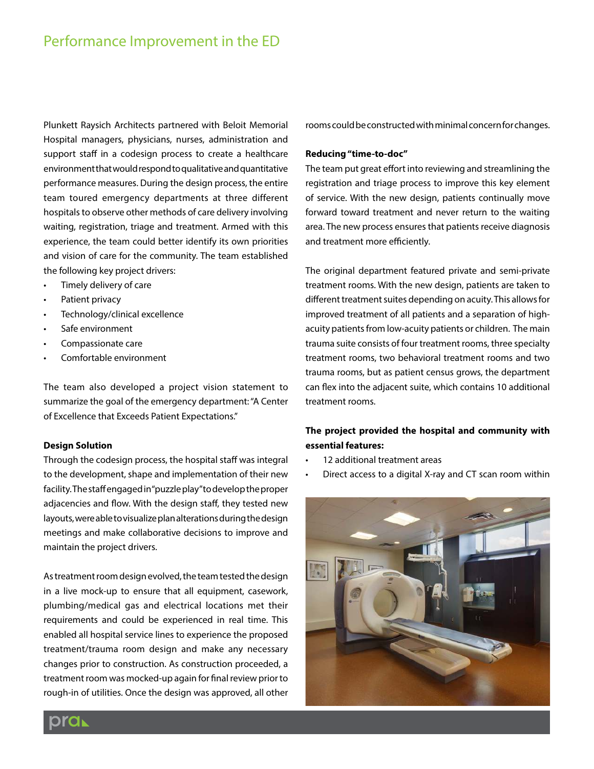# Performance Improvement in the ED

Plunkett Raysich Architects partnered with Beloit Memorial Hospital managers, physicians, nurses, administration and support staff in a codesign process to create a healthcare environment that would respond to qualitative and quantitative performance measures. During the design process, the entire team toured emergency departments at three different hospitals to observe other methods of care delivery involving waiting, registration, triage and treatment. Armed with this experience, the team could better identify its own priorities and vision of care for the community. The team established the following key project drivers:

- Timely delivery of care
- Patient privacy
- Technology/clinical excellence
- Safe environment
- Compassionate care
- Comfortable environment

The team also developed a project vision statement to summarize the goal of the emergency department: "A Center of Excellence that Exceeds Patient Expectations."

**Design Solution**

Through the codesign process, the hospital staff was integral to the development, shape and implementation of their new facility. The staff engaged in "puzzle play" to develop the proper adjacencies and flow. With the design staff, they tested new layouts, were able to visualize plan alterations during the design meetings and make collaborative decisions to improve and maintain the project drivers.

As treatment room design evolved, the team tested the design in a live mock-up to ensure that all equipment, casework, plumbing/medical gas and electrical locations met their requirements and could be experienced in real time. This enabled all hospital service lines to experience the proposed treatment/trauma room design and make any necessary changes prior to construction. As construction proceeded, a treatment room was mocked-up again for final review prior to rough-in of utilities. Once the design was approved, all other rooms could be constructed with minimal concern for changes.

**Reducing "time-to-doc"**

The team put great effort into reviewing and streamlining the registration and triage process to improve this key element of service. With the new design, patients continually move forward toward treatment and never return to the waiting area. The new process ensures that patients receive diagnosis and treatment more efficiently.

The original department featured private and semi-private treatment rooms. With the new design, patients are taken to different treatment suites depending on acuity. This allows for improved treatment of all patients and a separation of high-acuity patients from low-acuity patients or children. The main trauma suite consists of four treatment rooms, three specialty treatment rooms, two behavioral treatment rooms and two trauma rooms, but as patient census grows, the department can flex into the adjacent suite, which contains 10 additional treatment rooms.

**The project provided the hospital and community with essential features:**

- 12 additional treatment areas
- Direct access to a digital X-ray and CT scan room within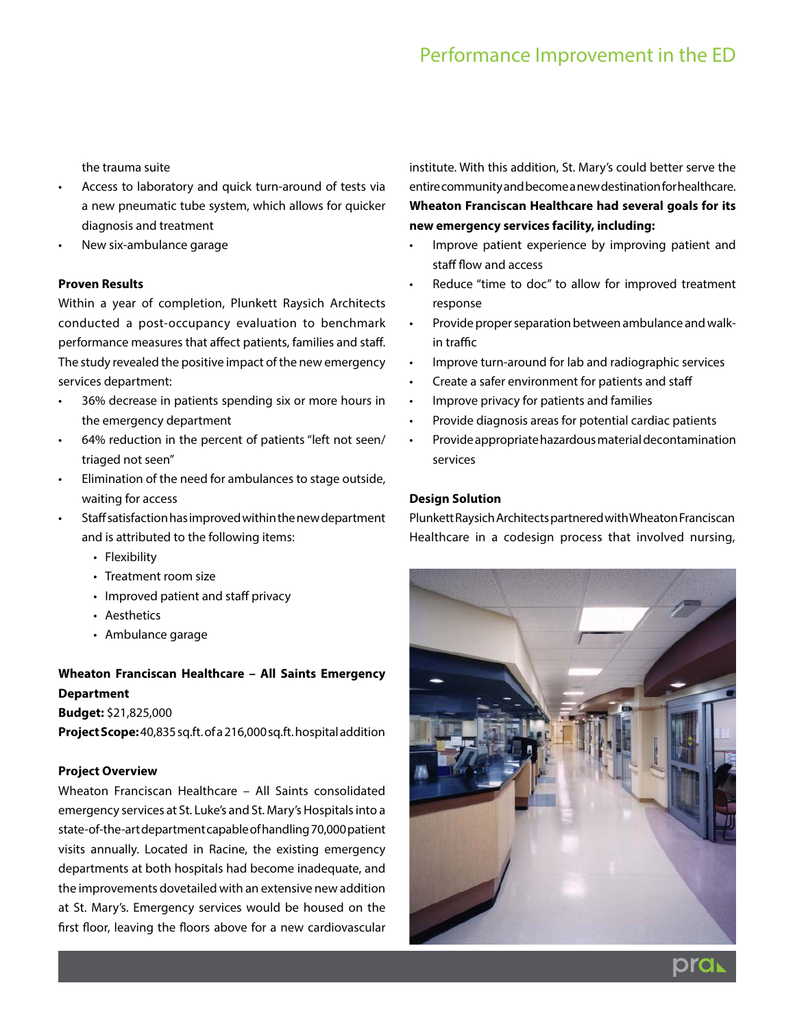the trauma suite

- Access to laboratory and quick turn-around of tests via a new pneumatic tube system, which allows for quicker diagnosis and treatment
- New six-ambulance garage

**Proven Results**

Within a year of completion, Plunkett Raysich Architects conducted a post-occupancy evaluation to benchmark performance measures that affect patients, families and staff. The study revealed the positive impact of the new emergency services department:

- 36% decrease in patients spending six or more hours in the emergency department
- 64% reduction in the percent of patients "left not seen/ triaged not seen"
- Elimination of the need for ambulances to stage outside, waiting for access
- Staff satisfaction has improved within the new department and is attributed to the following items:
  - Flexibility
  - Treatment room size
  - Improved patient and staff privacy
  - Aesthetics
  - Ambulance garage

**Wheaton Franciscan Healthcare – All Saints Emergency Department**

**Budget:** $21,825,000

**Project Scope:** 40,835 sq.ft. of a 216,000 sq.ft. hospital addition

**Project Overview**

Wheaton Franciscan Healthcare – All Saints consolidated emergency services at St. Luke's and St. Mary's Hospitals into a state-of-the-art department capable of handling 70,000 patient visits annually. Located in Racine, the existing emergency departments at both hospitals had become inadequate, and the improvements dovetailed with an extensive new addition at St. Mary's. Emergency services would be housed on the first floor, leaving the floors above for a new cardiovascular institute. With this addition, St. Mary's could better serve the entire community and become a new destination for healthcare. **Wheaton Franciscan Healthcare had several goals for its new emergency services facility, including:**

- Improve patient experience by improving patient and staff flow and access
- Reduce "time to doc" to allow for improved treatment response
- Provide proper separation between ambulance and walk-in traffic
- Improve turn-around for lab and radiographic services
- Create a safer environment for patients and staff
- Improve privacy for patients and families
- Provide diagnosis areas for potential cardiac patients
- Provide appropriate hazardous material decontamination services

**Design Solution**

Plunkett Raysich Architects partnered with Wheaton Franciscan Healthcare in a codesign process that involved nursing,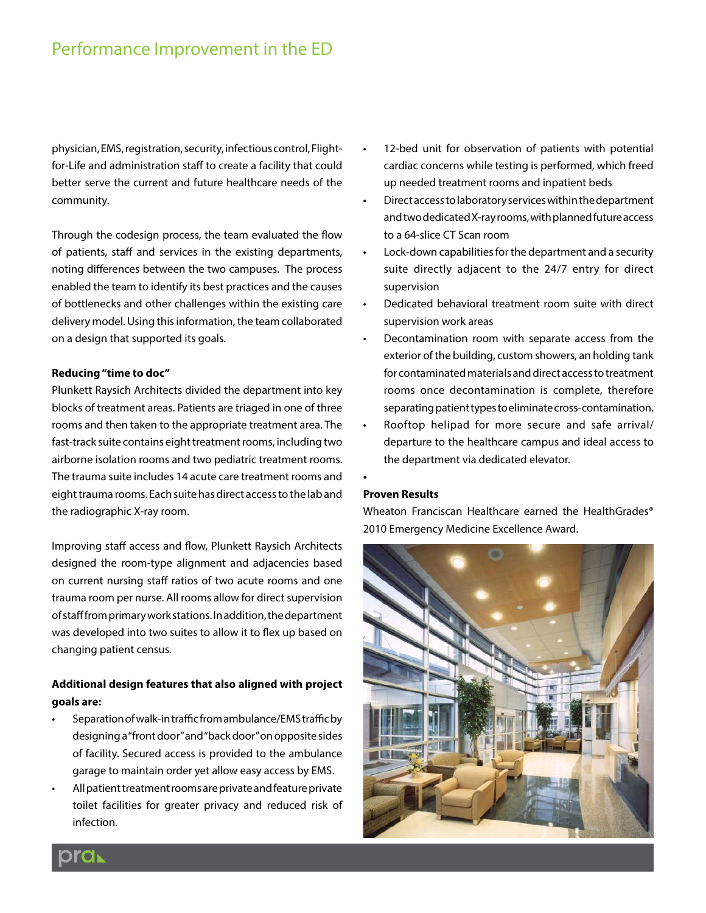physician, EMS, registration, security, infectious control, Flight-for-Life and administration staff to create a facility that could better serve the current and future healthcare needs of the community.

Through the codesign process, the team evaluated the flow of patients, staff and services in the existing departments, noting differences between the two campuses. The process enabled the team to identify its best practices and the causes of bottlenecks and other challenges within the existing care delivery model. Using this information, the team collaborated on a design that supported its goals.

**Reducing "time to doc"**

Plunkett Raysich Architects divided the department into key blocks of treatment areas. Patients are triaged in one of three rooms and then taken to the appropriate treatment area. The fast-track suite contains eight treatment rooms, including two airborne isolation rooms and two pediatric treatment rooms. The trauma suite includes 14 acute care treatment rooms and eight trauma rooms. Each suite has direct access to the lab and the radiographic X-ray room.

Improving staff access and flow, Plunkett Raysich Architects designed the room-type alignment and adjacencies based on current nursing staff ratios of two acute rooms and one trauma room per nurse. All rooms allow for direct supervision of staff from primary work stations. In addition, the department was developed into two suites to allow it to flex up based on changing patient census.

**Additional design features that also aligned with project goals are:**

- Separation of walk-in traffic from ambulance/EMS traffic by designing a "front door" and "back door" on opposite sides of facility. Secured access is provided to the ambulance garage to maintain order yet allow easy access by EMS.
- All patient treatment rooms are private and feature private toilet facilities for greater privacy and reduced risk of infection.
- 12-bed unit for observation of patients with potential cardiac concerns while testing is performed, which freed up needed treatment rooms and inpatient beds
- Direct access to laboratory services within the department and two dedicated X-ray rooms, with planned future access to a 64-slice CT Scan room
- Lock-down capabilities for the department and a security suite directly adjacent to the 24/7 entry for direct supervision
- Dedicated behavioral treatment room suite with direct supervision work areas
- Decontamination room with separate access from the exterior of the building, custom showers, an holding tank for contaminated materials and direct access to treatment rooms once decontamination is complete, therefore separating patient types to eliminate cross-contamination.
- Rooftop helipad for more secure and safe arrival/departure to the healthcare campus and ideal access to the department via dedicated elevator.

**Proven Results**

Wheaton Franciscan Healthcare earned the HealthGrades® 2010 Emergency Medicine Excellence Award.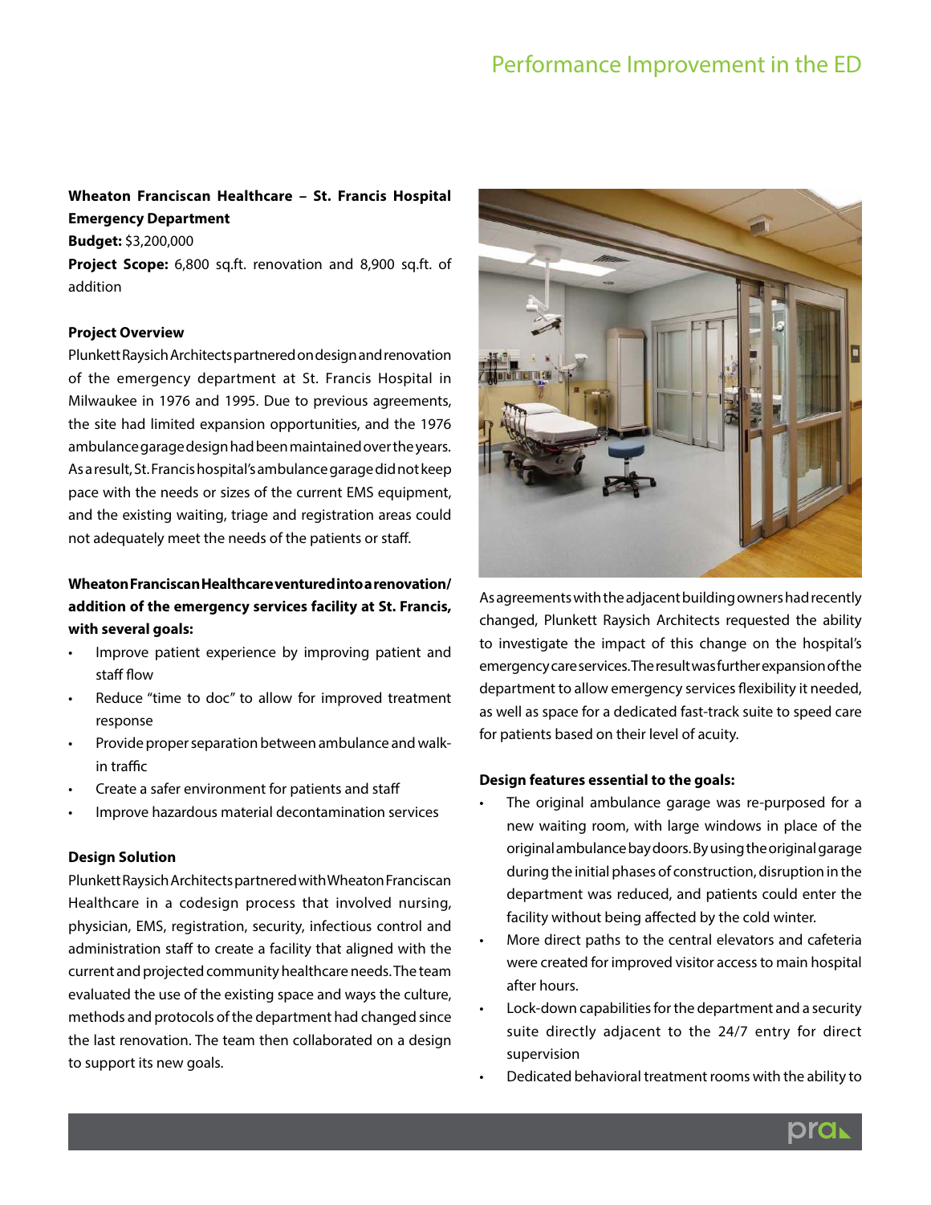**Wheaton Franciscan Healthcare – St. Francis Hospital Emergency Department**

**Budget:** $3,200,000

**Project Scope:** 6,800 sq.ft. renovation and 8,900 sq.ft. of addition

**Project Overview**

Plunkett Raysich Architects partnered on design and renovation of the emergency department at St. Francis Hospital in Milwaukee in 1976 and 1995. Due to previous agreements, the site had limited expansion opportunities, and the 1976 ambulance garage design had been maintained over the years. As a result, St. Francis hospital's ambulance garage did not keep pace with the needs or sizes of the current EMS equipment, and the existing waiting, triage and registration areas could not adequately meet the needs of the patients or staff.

**Wheaton Franciscan Healthcare ventured into a renovation/addition of the emergency services facility at St. Francis, with several goals:**

- Improve patient experience by improving patient and staff flow
- Reduce "time to doc" to allow for improved treatment response
- Provide proper separation between ambulance and walk-in traffic
- Create a safer environment for patients and staff
- Improve hazardous material decontamination services

**Design Solution**

Plunkett Raysich Architects partnered with Wheaton Franciscan Healthcare in a codesign process that involved nursing, physician, EMS, registration, security, infectious control and administration staff to create a facility that aligned with the current and projected community healthcare needs. The team evaluated the use of the existing space and ways the culture, methods and protocols of the department had changed since the last renovation. The team then collaborated on a design to support its new goals.

As agreements with the adjacent building owners had recently changed, Plunkett Raysich Architects requested the ability to investigate the impact of this change on the hospital's emergency care services. The result was further expansion of the department to allow emergency services flexibility it needed, as well as space for a dedicated fast-track suite to speed care for patients based on their level of acuity.

**Design features essential to the goals:**

- The original ambulance garage was re-purposed for a new waiting room, with large windows in place of the original ambulance bay doors. By using the original garage during the initial phases of construction, disruption in the department was reduced, and patients could enter the facility without being affected by the cold winter.
- More direct paths to the central elevators and cafeteria were created for improved visitor access to main hospital after hours.
- Lock-down capabilities for the department and a security suite directly adjacent to the 24/7 entry for direct supervision
- Dedicated behavioral treatment rooms with the ability to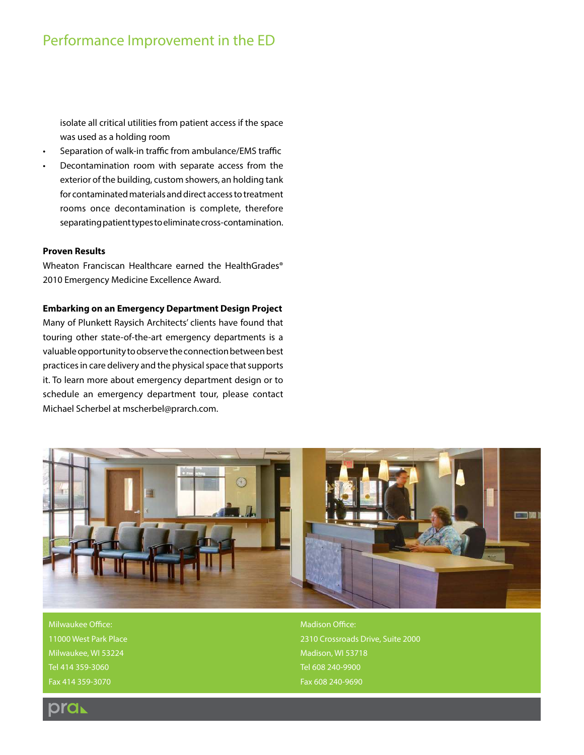isolate all critical utilities from patient access if the space was used as a holding room

- Separation of walk-in traffic from ambulance/EMS traffic
- Decontamination room with separate access from the exterior of the building, custom showers, an holding tank for contaminated materials and direct access to treatment rooms once decontamination is complete, therefore separating patient types to eliminate cross-contamination.

**Proven Results**

Wheaton Franciscan Healthcare earned the HealthGrades® 2010 Emergency Medicine Excellence Award.

**Embarking on an Emergency Department Design Project**

Many of Plunkett Raysich Architects' clients have found that touring other state-of-the-art emergency departments is a valuable opportunity to observe the connection between best practices in care delivery and the physical space that supports it. To learn more about emergency department design or to schedule an emergency department tour, please contact Michael Scherbel at mscherbel@prarch.com.

Milwaukee Office:
11000 West Park Place
Milwaukee, WI 53224
Tel 414 359-3060
Fax 414 359-3070

Madison Office:
2310 Crossroads Drive, Suite 2000
Madison, WI 53718
Tel 608 240-9900
Fax 608 240-9690

pra